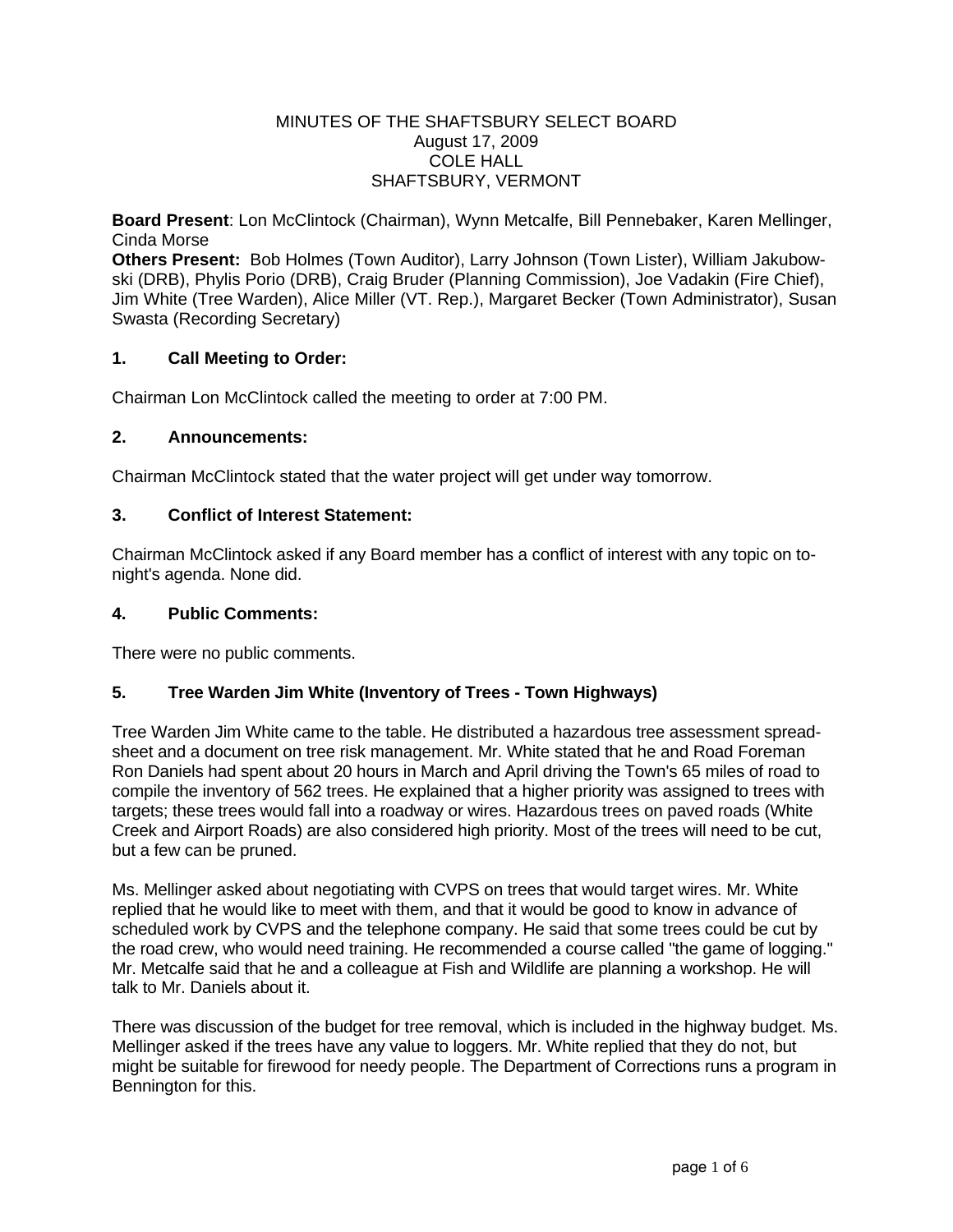MINUTES OF THE SHAFTSBURY SELECT BOARD
August 17, 2009
COLE HALL
SHAFTSBURY, VERMONT

**Board Present**: Lon McClintock (Chairman), Wynn Metcalfe, Bill Pennebaker, Karen Mellinger, Cinda Morse
**Others Present:** Bob Holmes (Town Auditor), Larry Johnson (Town Lister), William Jakubowski (DRB), Phylis Porio (DRB), Craig Bruder (Planning Commission), Joe Vadakin (Fire Chief), Jim White (Tree Warden), Alice Miller (VT. Rep.), Margaret Becker (Town Administrator), Susan Swasta (Recording Secretary)

## 1. Call Meeting to Order:

Chairman Lon McClintock called the meeting to order at 7:00 PM.

## 2. Announcements:

Chairman McClintock stated that the water project will get under way tomorrow.

## 3. Conflict of Interest Statement:

Chairman McClintock asked if any Board member has a conflict of interest with any topic on tonight's agenda. None did.

## 4. Public Comments:

There were no public comments.

## 5. Tree Warden Jim White (Inventory of Trees - Town Highways)

Tree Warden Jim White came to the table. He distributed a hazardous tree assessment spreadsheet and a document on tree risk management. Mr. White stated that he and Road Foreman Ron Daniels had spent about 20 hours in March and April driving the Town's 65 miles of road to compile the inventory of 562 trees. He explained that a higher priority was assigned to trees with targets; these trees would fall into a roadway or wires. Hazardous trees on paved roads (White Creek and Airport Roads) are also considered high priority. Most of the trees will need to be cut, but a few can be pruned.

Ms. Mellinger asked about negotiating with CVPS on trees that would target wires. Mr. White replied that he would like to meet with them, and that it would be good to know in advance of scheduled work by CVPS and the telephone company. He said that some trees could be cut by the road crew, who would need training. He recommended a course called "the game of logging." Mr. Metcalfe said that he and a colleague at Fish and Wildlife are planning a workshop. He will talk to Mr. Daniels about it.

There was discussion of the budget for tree removal, which is included in the highway budget. Ms. Mellinger asked if the trees have any value to loggers. Mr. White replied that they do not, but might be suitable for firewood for needy people. The Department of Corrections runs a program in Bennington for this.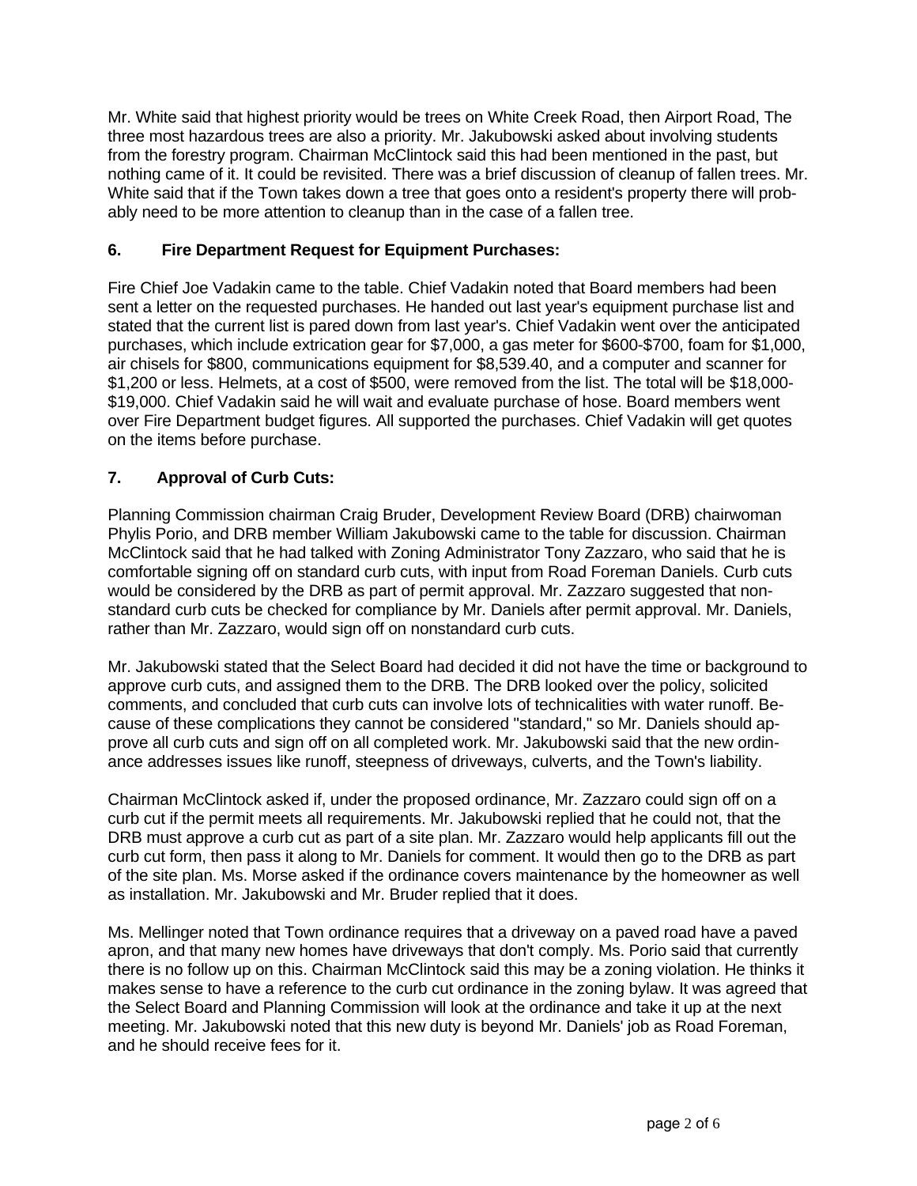Mr. White said that highest priority would be trees on White Creek Road, then Airport Road, The three most hazardous trees are also a priority. Mr. Jakubowski asked about involving students from the forestry program. Chairman McClintock said this had been mentioned in the past, but nothing came of it. It could be revisited. There was a brief discussion of cleanup of fallen trees. Mr. White said that if the Town takes down a tree that goes onto a resident's property there will probably need to be more attention to cleanup than in the case of a fallen tree.

### 6. Fire Department Request for Equipment Purchases:

Fire Chief Joe Vadakin came to the table. Chief Vadakin noted that Board members had been sent a letter on the requested purchases. He handed out last year's equipment purchase list and stated that the current list is pared down from last year's. Chief Vadakin went over the anticipated purchases, which include extrication gear for $7,000, a gas meter for $600-$700, foam for $1,000, air chisels for $800, communications equipment for $8,539.40, and a computer and scanner for $1,200 or less. Helmets, at a cost of $500, were removed from the list. The total will be $18,000-$19,000. Chief Vadakin said he will wait and evaluate purchase of hose. Board members went over Fire Department budget figures. All supported the purchases. Chief Vadakin will get quotes on the items before purchase.

### 7. Approval of Curb Cuts:

Planning Commission chairman Craig Bruder, Development Review Board (DRB) chairwoman Phylis Porio, and DRB member William Jakubowski came to the table for discussion. Chairman McClintock said that he had talked with Zoning Administrator Tony Zazzaro, who said that he is comfortable signing off on standard curb cuts, with input from Road Foreman Daniels. Curb cuts would be considered by the DRB as part of permit approval. Mr. Zazzaro suggested that non-standard curb cuts be checked for compliance by Mr. Daniels after permit approval. Mr. Daniels, rather than Mr. Zazzaro, would sign off on nonstandard curb cuts.

Mr. Jakubowski stated that the Select Board had decided it did not have the time or background to approve curb cuts, and assigned them to the DRB. The DRB looked over the policy, solicited comments, and concluded that curb cuts can involve lots of technicalities with water runoff. Because of these complications they cannot be considered "standard," so Mr. Daniels should approve all curb cuts and sign off on all completed work. Mr. Jakubowski said that the new ordinance addresses issues like runoff, steepness of driveways, culverts, and the Town's liability.

Chairman McClintock asked if, under the proposed ordinance, Mr. Zazzaro could sign off on a curb cut if the permit meets all requirements. Mr. Jakubowski replied that he could not, that the DRB must approve a curb cut as part of a site plan. Mr. Zazzaro would help applicants fill out the curb cut form, then pass it along to Mr. Daniels for comment. It would then go to the DRB as part of the site plan. Ms. Morse asked if the ordinance covers maintenance by the homeowner as well as installation. Mr. Jakubowski and Mr. Bruder replied that it does.

Ms. Mellinger noted that Town ordinance requires that a driveway on a paved road have a paved apron, and that many new homes have driveways that don't comply. Ms. Porio said that currently there is no follow up on this. Chairman McClintock said this may be a zoning violation. He thinks it makes sense to have a reference to the curb cut ordinance in the zoning bylaw. It was agreed that the Select Board and Planning Commission will look at the ordinance and take it up at the next meeting. Mr. Jakubowski noted that this new duty is beyond Mr. Daniels' job as Road Foreman, and he should receive fees for it.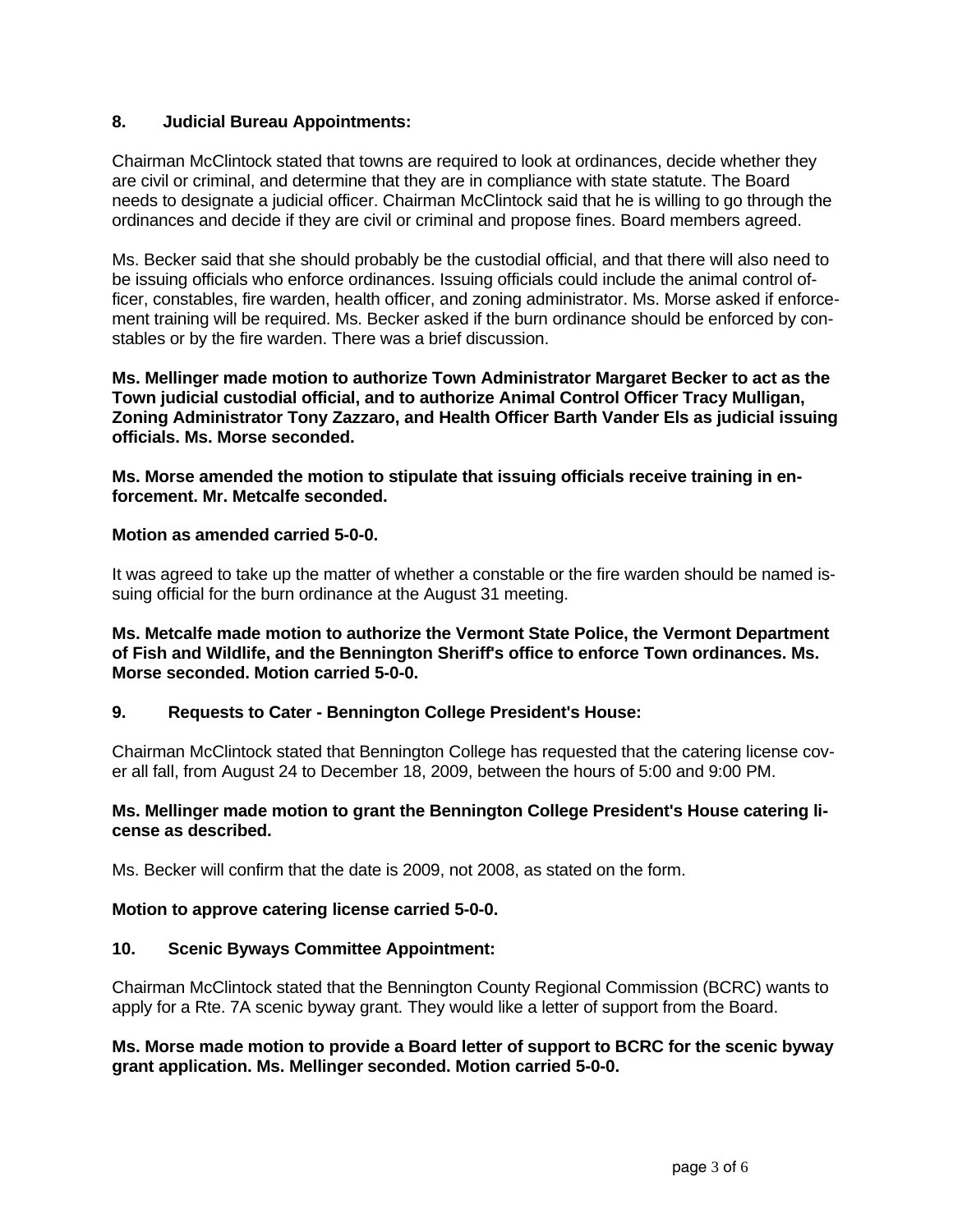## 8. Judicial Bureau Appointments:

Chairman McClintock stated that towns are required to look at ordinances, decide whether they are civil or criminal, and determine that they are in compliance with state statute. The Board needs to designate a judicial officer. Chairman McClintock said that he is willing to go through the ordinances and decide if they are civil or criminal and propose fines. Board members agreed.

Ms. Becker said that she should probably be the custodial official, and that there will also need to be issuing officials who enforce ordinances. Issuing officials could include the animal control officer, constables, fire warden, health officer, and zoning administrator. Ms. Morse asked if enforcement training will be required. Ms. Becker asked if the burn ordinance should be enforced by constables or by the fire warden. There was a brief discussion.

**Ms. Mellinger made motion to authorize Town Administrator Margaret Becker to act as the Town judicial custodial official, and to authorize Animal Control Officer Tracy Mulligan, Zoning Administrator Tony Zazzaro, and Health Officer Barth Vander Els as judicial issuing officials. Ms. Morse seconded.**

**Ms. Morse amended the motion to stipulate that issuing officials receive training in enforcement. Mr. Metcalfe seconded.**

**Motion as amended carried 5-0-0.**

It was agreed to take up the matter of whether a constable or the fire warden should be named issuing official for the burn ordinance at the August 31 meeting.

**Ms. Metcalfe made motion to authorize the Vermont State Police, the Vermont Department of Fish and Wildlife, and the Bennington Sheriff's office to enforce Town ordinances. Ms. Morse seconded. Motion carried 5-0-0.**

## 9. Requests to Cater - Bennington College President's House:

Chairman McClintock stated that Bennington College has requested that the catering license cover all fall, from August 24 to December 18, 2009, between the hours of 5:00 and 9:00 PM.

**Ms. Mellinger made motion to grant the Bennington College President's House catering license as described.**

Ms. Becker will confirm that the date is 2009, not 2008, as stated on the form.

**Motion to approve catering license carried 5-0-0.**

## 10. Scenic Byways Committee Appointment:

Chairman McClintock stated that the Bennington County Regional Commission (BCRC) wants to apply for a Rte. 7A scenic byway grant. They would like a letter of support from the Board.

**Ms. Morse made motion to provide a Board letter of support to BCRC for the scenic byway grant application. Ms. Mellinger seconded. Motion carried 5-0-0.**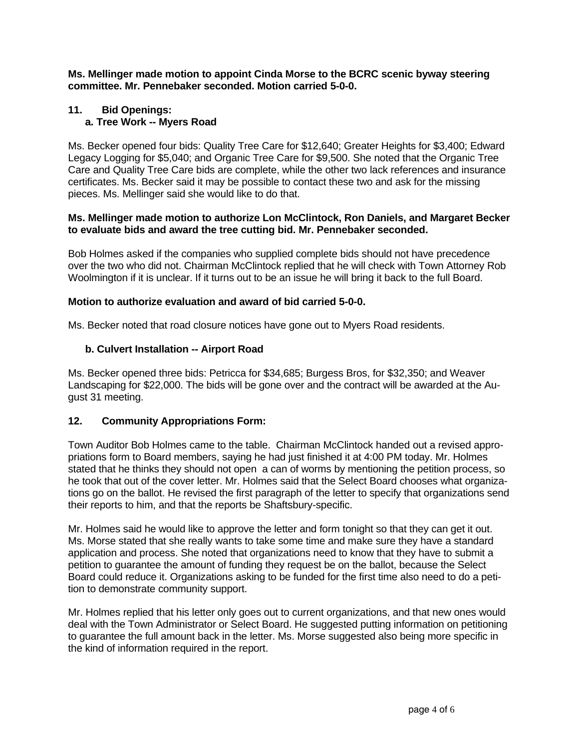**Ms. Mellinger made motion to appoint Cinda Morse to the BCRC scenic byway steering committee. Mr. Pennebaker seconded. Motion carried 5-0-0.**

## 11. Bid Openings:

### a. Tree Work -- Myers Road

Ms. Becker opened four bids: Quality Tree Care for $12,640; Greater Heights for $3,400; Edward Legacy Logging for $5,040; and Organic Tree Care for $9,500. She noted that the Organic Tree Care and Quality Tree Care bids are complete, while the other two lack references and insurance certificates. Ms. Becker said it may be possible to contact these two and ask for the missing pieces. Ms. Mellinger said she would like to do that.

**Ms. Mellinger made motion to authorize Lon McClintock, Ron Daniels, and Margaret Becker to evaluate bids and award the tree cutting bid. Mr. Pennebaker seconded.**

Bob Holmes asked if the companies who supplied complete bids should not have precedence over the two who did not. Chairman McClintock replied that he will check with Town Attorney Rob Woolmington if it is unclear. If it turns out to be an issue he will bring it back to the full Board.

**Motion to authorize evaluation and award of bid carried 5-0-0.**

Ms. Becker noted that road closure notices have gone out to Myers Road residents.

### b. Culvert Installation -- Airport Road

Ms. Becker opened three bids: Petricca for $34,685; Burgess Bros, for $32,350; and Weaver Landscaping for $22,000. The bids will be gone over and the contract will be awarded at the August 31 meeting.

## 12. Community Appropriations Form:

Town Auditor Bob Holmes came to the table. Chairman McClintock handed out a revised appropriations form to Board members, saying he had just finished it at 4:00 PM today. Mr. Holmes stated that he thinks they should not open a can of worms by mentioning the petition process, so he took that out of the cover letter. Mr. Holmes said that the Select Board chooses what organizations go on the ballot. He revised the first paragraph of the letter to specify that organizations send their reports to him, and that the reports be Shaftsbury-specific.

Mr. Holmes said he would like to approve the letter and form tonight so that they can get it out. Ms. Morse stated that she really wants to take some time and make sure they have a standard application and process. She noted that organizations need to know that they have to submit a petition to guarantee the amount of funding they request be on the ballot, because the Select Board could reduce it. Organizations asking to be funded for the first time also need to do a petition to demonstrate community support.

Mr. Holmes replied that his letter only goes out to current organizations, and that new ones would deal with the Town Administrator or Select Board. He suggested putting information on petitioning to guarantee the full amount back in the letter. Ms. Morse suggested also being more specific in the kind of information required in the report.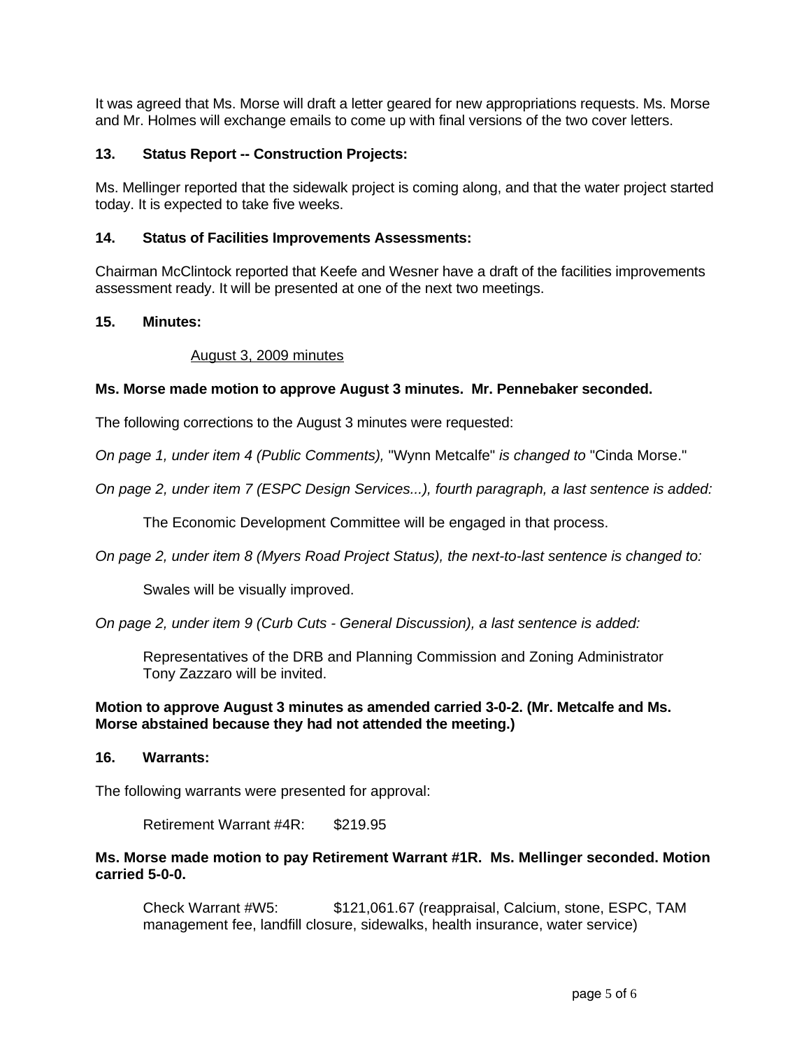It was agreed that Ms. Morse will draft a letter geared for new appropriations requests. Ms. Morse and Mr. Holmes will exchange emails to come up with final versions of the two cover letters.

**13. Status Report -- Construction Projects:**

Ms. Mellinger reported that the sidewalk project is coming along, and that the water project started today. It is expected to take five weeks.

**14. Status of Facilities Improvements Assessments:**

Chairman McClintock reported that Keefe and Wesner have a draft of the facilities improvements assessment ready. It will be presented at one of the next two meetings.

**15. Minutes:**

August 3, 2009 minutes

**Ms. Morse made motion to approve August 3 minutes. Mr. Pennebaker seconded.**

The following corrections to the August 3 minutes were requested:

*On page 1, under item 4 (Public Comments),* "Wynn Metcalfe" *is changed to* "Cinda Morse."

*On page 2, under item 7 (ESPC Design Services...), fourth paragraph, a last sentence is added:*

The Economic Development Committee will be engaged in that process.

*On page 2, under item 8 (Myers Road Project Status), the next-to-last sentence is changed to:*

Swales will be visually improved.

*On page 2, under item 9 (Curb Cuts - General Discussion), a last sentence is added:*

Representatives of the DRB and Planning Commission and Zoning Administrator Tony Zazzaro will be invited.

**Motion to approve August 3 minutes as amended carried 3-0-2. (Mr. Metcalfe and Ms. Morse abstained because they had not attended the meeting.)**

**16. Warrants:**

The following warrants were presented for approval:

Retirement Warrant #4R: $219.95

**Ms. Morse made motion to pay Retirement Warrant #1R. Ms. Mellinger seconded. Motion carried 5-0-0.**

Check Warrant #W5: $121,061.67 (reappraisal, Calcium, stone, ESPC, TAM management fee, landfill closure, sidewalks, health insurance, water service)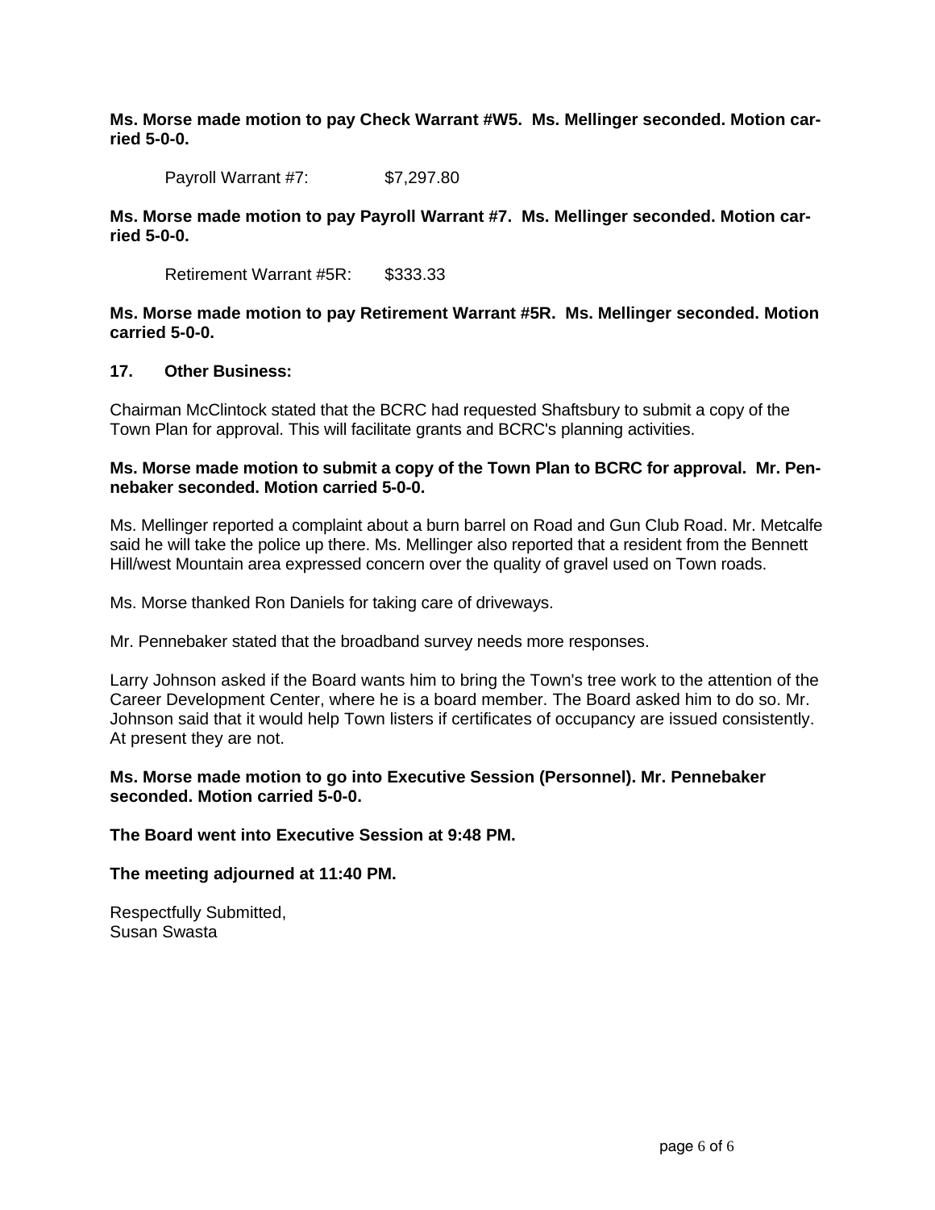**Ms. Morse made motion to pay Check Warrant #W5. Ms. Mellinger seconded. Motion carried 5-0-0.**

Payroll Warrant #7: $7,297.80

**Ms. Morse made motion to pay Payroll Warrant #7. Ms. Mellinger seconded. Motion carried 5-0-0.**

Retirement Warrant #5R: $333.33

**Ms. Morse made motion to pay Retirement Warrant #5R. Ms. Mellinger seconded. Motion carried 5-0-0.**

**17. Other Business:**

Chairman McClintock stated that the BCRC had requested Shaftsbury to submit a copy of the Town Plan for approval. This will facilitate grants and BCRC's planning activities.

**Ms. Morse made motion to submit a copy of the Town Plan to BCRC for approval. Mr. Pennebaker seconded. Motion carried 5-0-0.**

Ms. Mellinger reported a complaint about a burn barrel on Road and Gun Club Road. Mr. Metcalfe said he will take the police up there. Ms. Mellinger also reported that a resident from the Bennett Hill/west Mountain area expressed concern over the quality of gravel used on Town roads.

Ms. Morse thanked Ron Daniels for taking care of driveways.

Mr. Pennebaker stated that the broadband survey needs more responses.

Larry Johnson asked if the Board wants him to bring the Town's tree work to the attention of the Career Development Center, where he is a board member. The Board asked him to do so. Mr. Johnson said that it would help Town listers if certificates of occupancy are issued consistently. At present they are not.

**Ms. Morse made motion to go into Executive Session (Personnel). Mr. Pennebaker seconded. Motion carried 5-0-0.**

**The Board went into Executive Session at 9:48 PM.**

**The meeting adjourned at 11:40 PM.**

Respectfully Submitted,
Susan Swasta